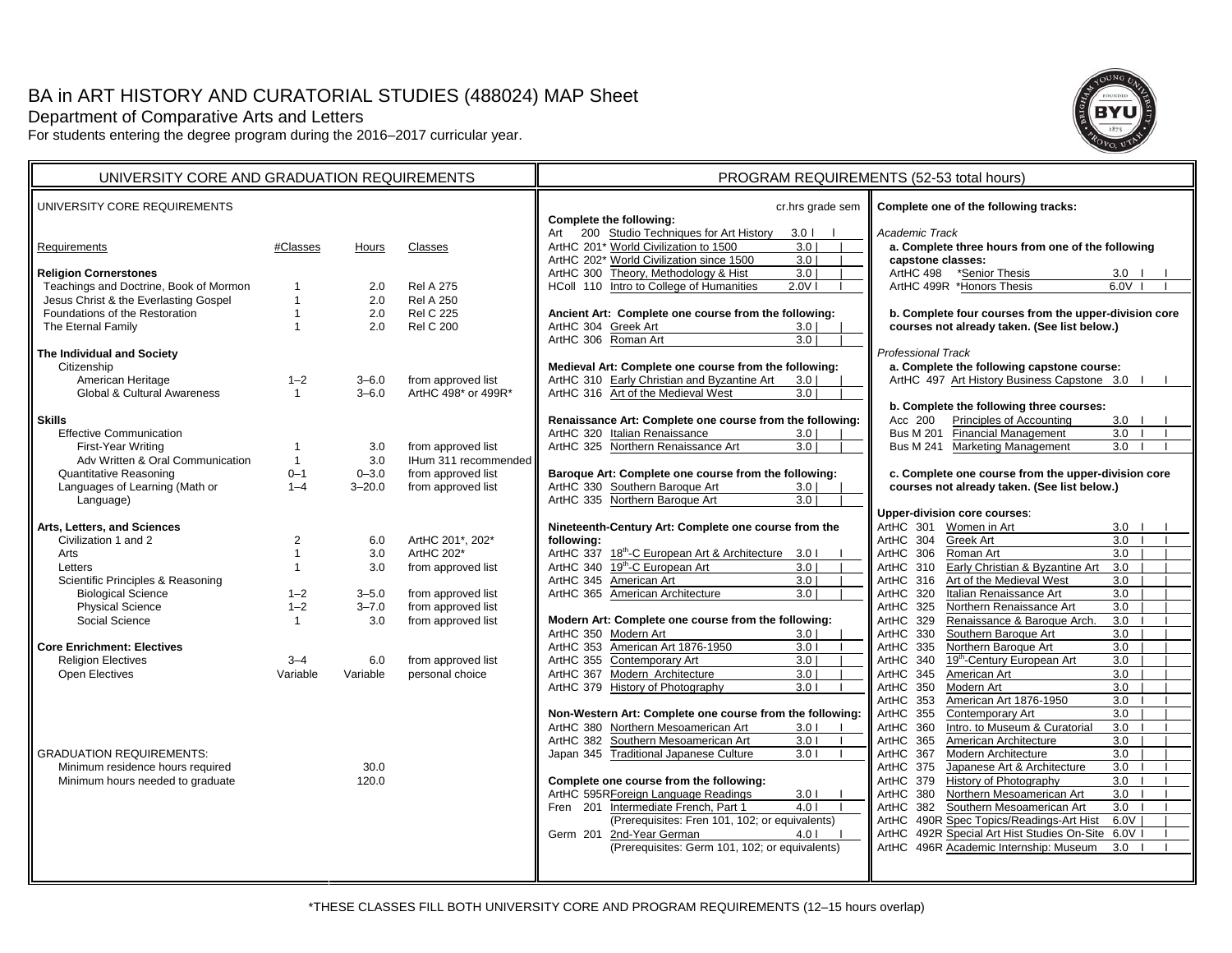# BA in ART HISTORY AND CURATORIAL STUDIES (488024) MAP Sheet

Department of Comparative Arts and Letters

For students entering the degree program during the 2016–2017 curricular year.

## UNIVERSITY CORE AND GRADUATION REQUIREMENTS

UNIVERSITY CORE REQUIREMENTS

| Requirements | #Classes | Hours | Classes |
|---|---|---|---|
| **Religion Cornerstones** | | | |
| Teachings and Doctrine, Book of Mormon | 1 | 2.0 | Rel A 275 |
| Jesus Christ & the Everlasting Gospel | 1 | 2.0 | Rel A 250 |
| Foundations of the Restoration | 1 | 2.0 | Rel C 225 |
| The Eternal Family | 1 | 2.0 | Rel C 200 |
| **The Individual and Society** | | | |
| Citizenship | | | |
| American Heritage | 1–2 | 3–6.0 | from approved list |
| Global & Cultural Awareness | 1 | 3–6.0 | ArtHC 498* or 499R* |
| **Skills** | | | |
| Effective Communication | | | |
| First-Year Writing | 1 | 3.0 | from approved list |
| Adv Written & Oral Communication | 1 | 3.0 | IHum 311 recommended |
| Quantitative Reasoning | 0–1 | 0–3.0 | from approved list |
| Languages of Learning (Math or Language) | 1–4 | 3–20.0 | from approved list |
| **Arts, Letters, and Sciences** | | | |
| Civilization 1 and 2 | 2 | 6.0 | ArtHC 201*, 202* |
| Arts | 1 | 3.0 | ArtHC 202* |
| Letters | 1 | 3.0 | from approved list |
| Scientific Principles & Reasoning | | | |
| Biological Science | 1–2 | 3–5.0 | from approved list |
| Physical Science | 1–2 | 3–7.0 | from approved list |
| Social Science | 1 | 3.0 | from approved list |
| **Core Enrichment: Electives** | | | |
| Religion Electives | 3–4 | 6.0 | from approved list |
| Open Electives | Variable | Variable | personal choice |

GRADUATION REQUIREMENTS:

| | Hours |
|---|---|
| Minimum residence hours required | 30.0 |
| Minimum hours needed to graduate | 120.0 |

## PROGRAM REQUIREMENTS (52-53 total hours)

| Course | cr.hrs | grade | sem |
|---|---|---|---|
| **Complete the following:** | | | |
| Art 200 Studio Techniques for Art History | 3.0 | | |
| ArtHC 201* World Civilization to 1500 | 3.0 | | |
| ArtHC 202* World Civilization since 1500 | 3.0 | | |
| ArtHC 300 Theory, Methodology & Hist | 3.0 | | |
| HColl 110 Intro to College of Humanities | 2.0V | | |
| **Ancient Art: Complete one course from the following:** | | | |
| ArtHC 304 Greek Art | 3.0 | | |
| ArtHC 306 Roman Art | 3.0 | | |
| **Medieval Art: Complete one course from the following:** | | | |
| ArtHC 310 Early Christian and Byzantine Art | 3.0 | | |
| ArtHC 316 Art of the Medieval West | 3.0 | | |
| **Renaissance Art: Complete one course from the following:** | | | |
| ArtHC 320 Italian Renaissance | 3.0 | | |
| ArtHC 325 Northern Renaissance Art | 3.0 | | |
| **Baroque Art: Complete one course from the following:** | | | |
| ArtHC 330 Southern Baroque Art | 3.0 | | |
| ArtHC 335 Northern Baroque Art | 3.0 | | |
| **Nineteenth-Century Art: Complete one course from the following:** | | | |
| ArtHC 337 18th-C European Art & Architecture | 3.0 | | |
| ArtHC 340 19th-C European Art | 3.0 | | |
| ArtHC 345 American Art | 3.0 | | |
| ArtHC 365 American Architecture | 3.0 | | |
| **Modern Art: Complete one course from the following:** | | | |
| ArtHC 350 Modern Art | 3.0 | | |
| ArtHC 353 American Art 1876-1950 | 3.0 | | |
| ArtHC 355 Contemporary Art | 3.0 | | |
| ArtHC 367 Modern Architecture | 3.0 | | |
| ArtHC 379 History of Photography | 3.0 | | |
| **Non-Western Art: Complete one course from the following:** | | | |
| ArtHC 380 Northern Mesoamerican Art | 3.0 | | |
| ArtHC 382 Southern Mesoamerican Art | 3.0 | | |
| Japan 345 Traditional Japanese Culture | 3.0 | | |
| **Complete one course from the following:** | | | |
| ArtHC 595R Foreign Language Readings | 3.0 | | |
| Fren 201 Intermediate French, Part 1 (Prerequisites: Fren 101, 102; or equivalents) | 4.0 | | |
| Germ 201 2nd-Year German (Prerequisites: Germ 101, 102; or equivalents) | 4.0 | | |

**Complete one of the following tracks:**

*Academic Track*

| Course | cr.hrs | grade | sem |
|---|---|---|---|
| **a. Complete three hours from one of the following capstone classes:** | | | |
| ArtHC 498 *Senior Thesis | 3.0 | | |
| ArtHC 499R *Honors Thesis | 6.0V | | |
| **b. Complete four courses from the upper-division core courses not already taken. (See list below.)** | | | |

*Professional Track*

| Course | cr.hrs | grade | sem |
|---|---|---|---|
| **a. Complete the following capstone course:** | | | |
| ArtHC 497 Art History Business Capstone | 3.0 | | |
| **b. Complete the following three courses:** | | | |
| Acc 200 Principles of Accounting | 3.0 | | |
| Bus M 201 Financial Management | 3.0 | | |
| Bus M 241 Marketing Management | 3.0 | | |
| **c. Complete one course from the upper-division core courses not already taken. (See list below.)** | | | |

**Upper-division core courses**:

| Course | cr.hrs | grade | sem |
|---|---|---|---|
| ArtHC 301 Women in Art | 3.0 | | |
| ArtHC 304 Greek Art | 3.0 | | |
| ArtHC 306 Roman Art | 3.0 | | |
| ArtHC 310 Early Christian & Byzantine Art | 3.0 | | |
| ArtHC 316 Art of the Medieval West | 3.0 | | |
| ArtHC 320 Italian Renaissance Art | 3.0 | | |
| ArtHC 325 Northern Renaissance Art | 3.0 | | |
| ArtHC 329 Renaissance & Baroque Arch. | 3.0 | | |
| ArtHC 330 Southern Baroque Art | 3.0 | | |
| ArtHC 335 Northern Baroque Art | 3.0 | | |
| ArtHC 340 19th-Century European Art | 3.0 | | |
| ArtHC 345 American Art | 3.0 | | |
| ArtHC 350 Modern Art | 3.0 | | |
| ArtHC 353 American Art 1876-1950 | 3.0 | | |
| ArtHC 355 Contemporary Art | 3.0 | | |
| ArtHC 360 Intro. to Museum & Curatorial | 3.0 | | |
| ArtHC 365 American Architecture | 3.0 | | |
| ArtHC 367 Modern Architecture | 3.0 | | |
| ArtHC 375 Japanese Art & Architecture | 3.0 | | |
| ArtHC 379 History of Photography | 3.0 | | |
| ArtHC 380 Northern Mesoamerican Art | 3.0 | | |
| ArtHC 382 Southern Mesoamerican Art | 3.0 | | |
| ArtHC 490R Spec Topics/Readings-Art Hist | 6.0V | | |
| ArtHC 492R Special Art Hist Studies On-Site | 6.0V | | |
| ArtHC 496R Academic Internship: Museum | 3.0 | | |

*THESE CLASSES FILL BOTH UNIVERSITY CORE AND PROGRAM REQUIREMENTS (12–15 hours overlap)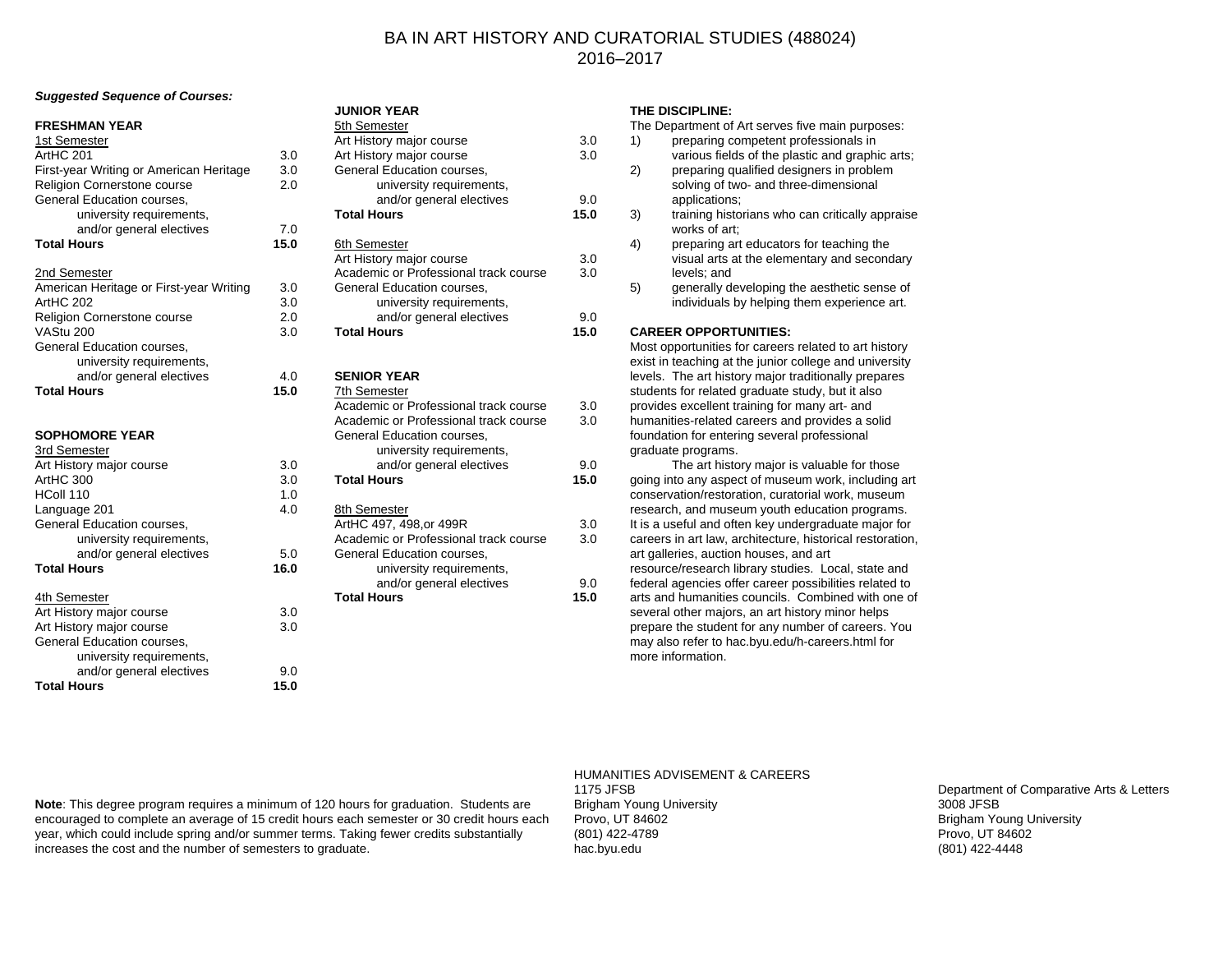# BA IN ART HISTORY AND CURATORIAL STUDIES (488024)
## 2016–2017

***Suggested Sequence of Courses:***

### FRESHMAN YEAR

| 1st Semester | |
|---|---|
| ArtHC 201 | 3.0 |
| First-year Writing or American Heritage | 3.0 |
| Religion Cornerstone course | 2.0 |
| General Education courses, university requirements, and/or general electives | 7.0 |
| **Total Hours** | **15.0** |

| 2nd Semester | |
|---|---|
| American Heritage or First-year Writing | 3.0 |
| ArtHC 202 | 3.0 |
| Religion Cornerstone course | 2.0 |
| VAStu 200 | 3.0 |
| General Education courses, university requirements, and/or general electives | 4.0 |
| **Total Hours** | **15.0** |

### SOPHOMORE YEAR

| 3rd Semester | |
|---|---|
| Art History major course | 3.0 |
| ArtHC 300 | 3.0 |
| HColl 110 | 1.0 |
| Language 201 | 4.0 |
| General Education courses, university requirements, and/or general electives | 5.0 |
| **Total Hours** | **16.0** |

| 4th Semester | |
|---|---|
| Art History major course | 3.0 |
| Art History major course | 3.0 |
| General Education courses, university requirements, and/or general electives | 9.0 |
| **Total Hours** | **15.0** |

### JUNIOR YEAR

| 5th Semester | |
|---|---|
| Art History major course | 3.0 |
| Art History major course | 3.0 |
| General Education courses, university requirements, and/or general electives | 9.0 |
| **Total Hours** | **15.0** |

| 6th Semester | |
|---|---|
| Art History major course | 3.0 |
| Academic or Professional track course | 3.0 |
| General Education courses, university requirements, and/or general electives | 9.0 |
| **Total Hours** | **15.0** |

### SENIOR YEAR

| 7th Semester | |
|---|---|
| Academic or Professional track course | 3.0 |
| Academic or Professional track course | 3.0 |
| General Education courses, university requirements, and/or general electives | 9.0 |
| **Total Hours** | **15.0** |

| 8th Semester | |
|---|---|
| ArtHC 497, 498,or 499R | 3.0 |
| Academic or Professional track course | 3.0 |
| General Education courses, university requirements, and/or general electives | 9.0 |
| **Total Hours** | **15.0** |

### THE DISCIPLINE:

The Department of Art serves five main purposes:

1) preparing competent professionals in various fields of the plastic and graphic arts;
2) preparing qualified designers in problem solving of two- and three-dimensional applications;
3) training historians who can critically appraise works of art;
4) preparing art educators for teaching the visual arts at the elementary and secondary levels; and
5) generally developing the aesthetic sense of individuals by helping them experience art.

### CAREER OPPORTUNITIES:

Most opportunities for careers related to art history exist in teaching at the junior college and university levels. The art history major traditionally prepares students for related graduate study, but it also provides excellent training for many art- and humanities-related careers and provides a solid foundation for entering several professional graduate programs.

The art history major is valuable for those going into any aspect of museum work, including art conservation/restoration, curatorial work, museum research, and museum youth education programs. It is a useful and often key undergraduate major for careers in art law, architecture, historical restoration, art galleries, auction houses, and art resource/research library studies. Local, state and federal agencies offer career possibilities related to arts and humanities councils. Combined with one of several other majors, an art history minor helps prepare the student for any number of careers. You may also refer to hac.byu.edu/h-careers.html for more information.

**Note**: This degree program requires a minimum of 120 hours for graduation. Students are encouraged to complete an average of 15 credit hours each semester or 30 credit hours each year, which could include spring and/or summer terms. Taking fewer credits substantially increases the cost and the number of semesters to graduate.

HUMANITIES ADVISEMENT & CAREERS
1175 JFSB
Brigham Young University
Provo, UT 84602
(801) 422-4789
hac.byu.edu

Department of Comparative Arts & Letters
3008 JFSB
Brigham Young University
Provo, UT 84602
(801) 422-4448